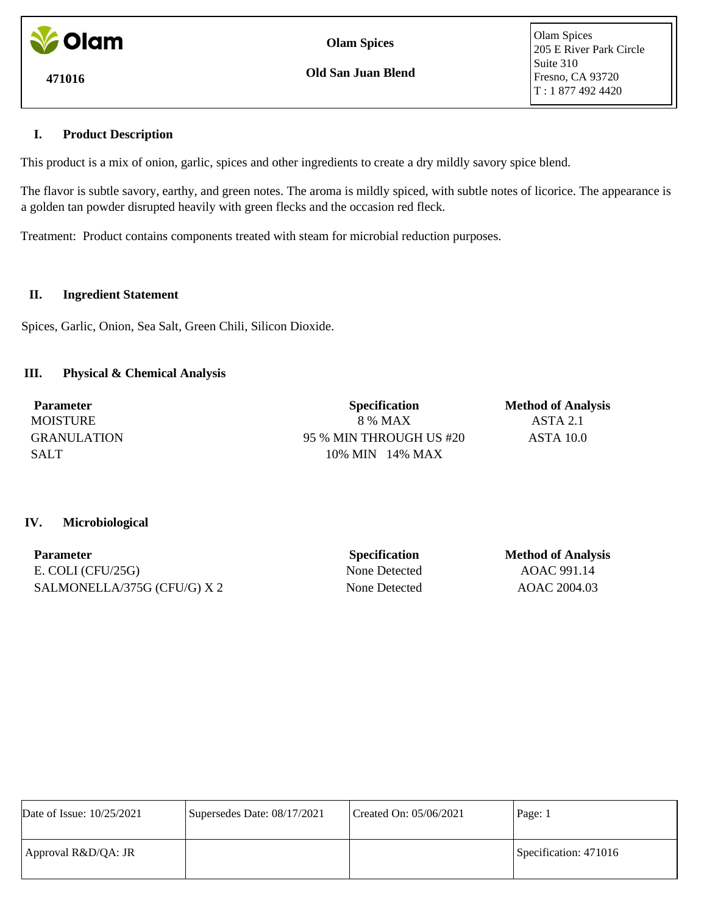**Olam**

**471016**

**Olam Spices**

**Old San Juan Blend**

Olam Spices
205 E River Park Circle
Suite 310
Fresno, CA 93720
T : 1 877 492 4420

## I. Product Description

This product is a mix of onion, garlic, spices and other ingredients to create a dry mildly savory spice blend.

The flavor is subtle savory, earthy, and green notes. The aroma is mildly spiced, with subtle notes of licorice. The appearance is a golden tan powder disrupted heavily with green flecks and the occasion red fleck.

Treatment: Product contains components treated with steam for microbial reduction purposes.

## II. Ingredient Statement

Spices, Garlic, Onion, Sea Salt, Green Chili, Silicon Dioxide.

## III. Physical & Chemical Analysis

| Parameter | Specification | Method of Analysis |
|---|---|---|
| MOISTURE | 8 % MAX | ASTA 2.1 |
| GRANULATION | 95 % MIN THROUGH US #20 | ASTA 10.0 |
| SALT | 10% MIN 14% MAX | |

## IV. Microbiological

| Parameter | Specification | Method of Analysis |
|---|---|---|
| E. COLI (CFU/25G) | None Detected | AOAC 991.14 |
| SALMONELLA/375G (CFU/G) X 2 | None Detected | AOAC 2004.03 |

| Date of Issue: 10/25/2021 | Supersedes Date: 08/17/2021 | Created On: 05/06/2021 | Page: 1 |
|---|---|---|---|
| Approval R&D/QA: JR | | | Specification: 471016 |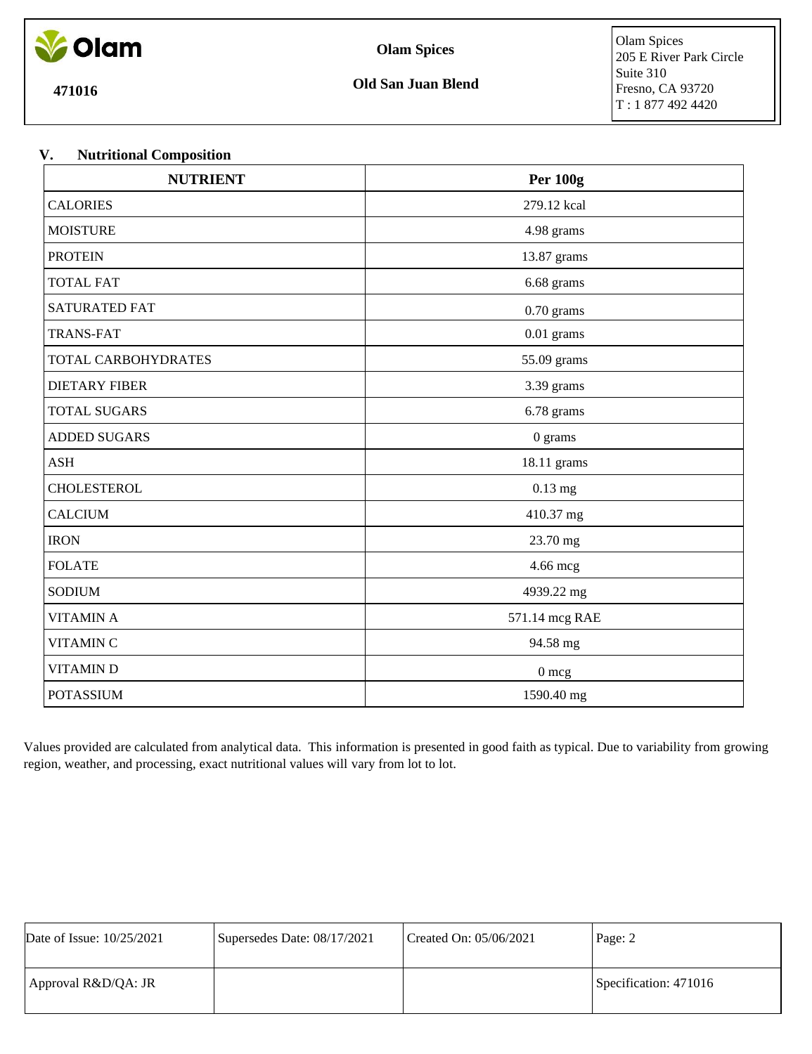## V. Nutritional Composition

| NUTRIENT | Per 100g |
| --- | --- |
| CALORIES | 279.12 kcal |
| MOISTURE | 4.98 grams |
| PROTEIN | 13.87 grams |
| TOTAL FAT | 6.68 grams |
| SATURATED FAT | 0.70 grams |
| TRANS-FAT | 0.01 grams |
| TOTAL CARBOHYDRATES | 55.09 grams |
| DIETARY FIBER | 3.39 grams |
| TOTAL SUGARS | 6.78 grams |
| ADDED SUGARS | 0 grams |
| ASH | 18.11 grams |
| CHOLESTEROL | 0.13 mg |
| CALCIUM | 410.37 mg |
| IRON | 23.70 mg |
| FOLATE | 4.66 mcg |
| SODIUM | 4939.22 mg |
| VITAMIN A | 571.14 mcg RAE |
| VITAMIN C | 94.58 mg |
| VITAMIN D | 0 mcg |
| POTASSIUM | 1590.40 mg |

Values provided are calculated from analytical data. This information is presented in good faith as typical. Due to variability from growing region, weather, and processing, exact nutritional values will vary from lot to lot.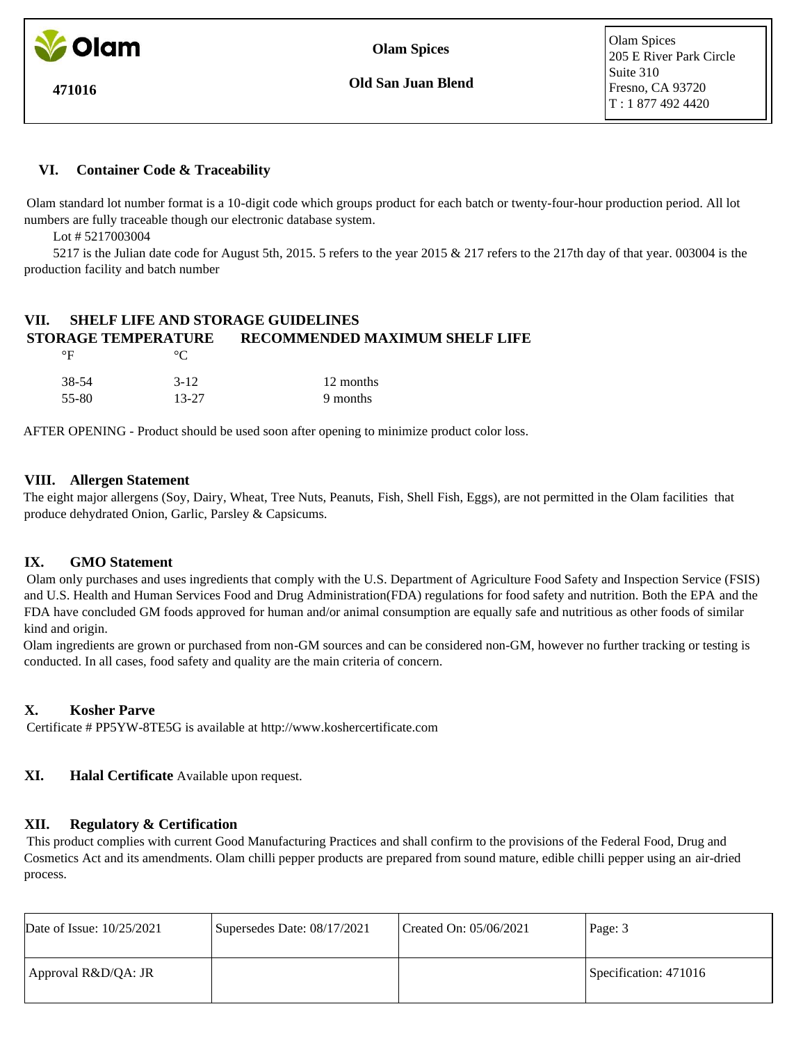## VI. Container Code & Traceability

Olam standard lot number format is a 10-digit code which groups product for each batch or twenty-four-hour production period. All lot numbers are fully traceable though our electronic database system.

Lot # 5217003004

5217 is the Julian date code for August 5th, 2015. 5 refers to the year 2015 & 217 refers to the 217th day of that year. 003004 is the production facility and batch number

## VII. SHELF LIFE AND STORAGE GUIDELINES

| STORAGE TEMPERATURE | | RECOMMENDED MAXIMUM SHELF LIFE |
|---|---|---|
| °F | °C | |
| 38-54 | 3-12 | 12 months |
| 55-80 | 13-27 | 9 months |

AFTER OPENING - Product should be used soon after opening to minimize product color loss.

## VIII. Allergen Statement

The eight major allergens (Soy, Dairy, Wheat, Tree Nuts, Peanuts, Fish, Shell Fish, Eggs), are not permitted in the Olam facilities that produce dehydrated Onion, Garlic, Parsley & Capsicums.

## IX. GMO Statement

Olam only purchases and uses ingredients that comply with the U.S. Department of Agriculture Food Safety and Inspection Service (FSIS) and U.S. Health and Human Services Food and Drug Administration(FDA) regulations for food safety and nutrition. Both the EPA and the FDA have concluded GM foods approved for human and/or animal consumption are equally safe and nutritious as other foods of similar kind and origin.

Olam ingredients are grown or purchased from non-GM sources and can be considered non-GM, however no further tracking or testing is conducted. In all cases, food safety and quality are the main criteria of concern.

## X. Kosher Parve

Certificate # PP5YW-8TE5G is available at http://www.koshercertificate.com

## XI. Halal Certificate Available upon request.

## XII. Regulatory & Certification

This product complies with current Good Manufacturing Practices and shall confirm to the provisions of the Federal Food, Drug and Cosmetics Act and its amendments. Olam chilli pepper products are prepared from sound mature, edible chilli pepper using an air-dried process.

| | | | |
|---|---|---|---|
| Date of Issue: 10/25/2021 | Supersedes Date: 08/17/2021 | Created On: 05/06/2021 | Page: 3 |
| Approval R&D/QA: JR | | | Specification: 471016 |